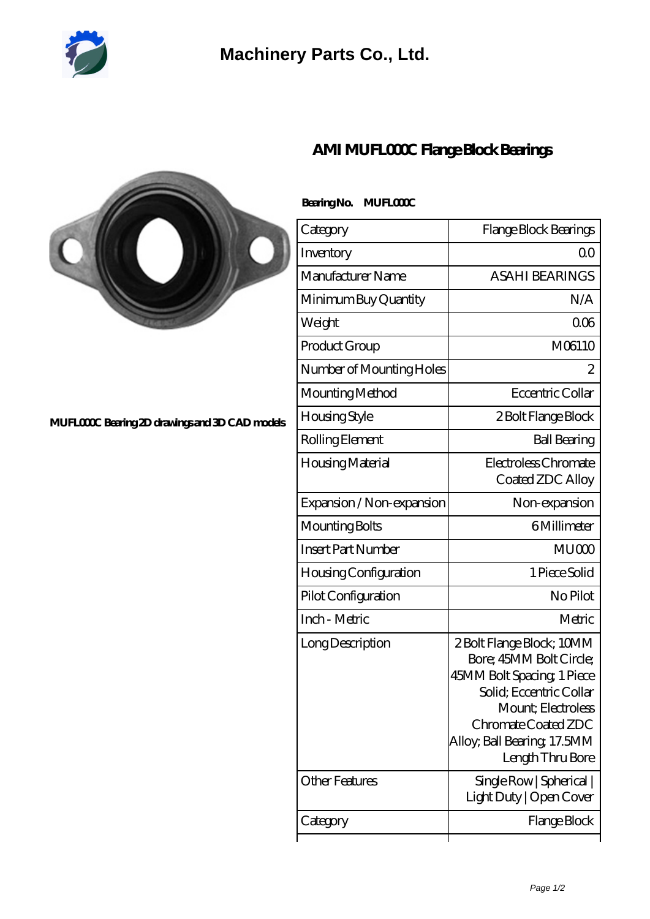Machinery Parts Co., Ltd.

# AMI MUFL000C Flange Block Bearings

MUFL000C Bearing 2D drawings and 3D CAD models

**Bearing No. MUFL000C**

| Category | Flange Block Bearings |
|---|---|
| Inventory | 0.0 |
| Manufacturer Name | ASAHI BEARINGS |
| Minimum Buy Quantity | N/A |
| Weight | 0.06 |
| Product Group | M06110 |
| Number of Mounting Holes | 2 |
| Mounting Method | Eccentric Collar |
| Housing Style | 2 Bolt Flange Block |
| Rolling Element | Ball Bearing |
| Housing Material | Electroless Chromate Coated ZDC Alloy |
| Expansion / Non-expansion | Non-expansion |
| Mounting Bolts | 6 Millimeter |
| Insert Part Number | MU000 |
| Housing Configuration | 1 Piece Solid |
| Pilot Configuration | No Pilot |
| Inch - Metric | Metric |
| Long Description | 2 Bolt Flange Block; 10MM Bore; 45MM Bolt Circle; 45MM Bolt Spacing; 1 Piece Solid; Eccentric Collar Mount; Electroless Chromate Coated ZDC Alloy; Ball Bearing; 17.5MM Length Thru Bore |
| Other Features | Single Row \| Spherical \| Light Duty \| Open Cover |
| Category | Flange Block |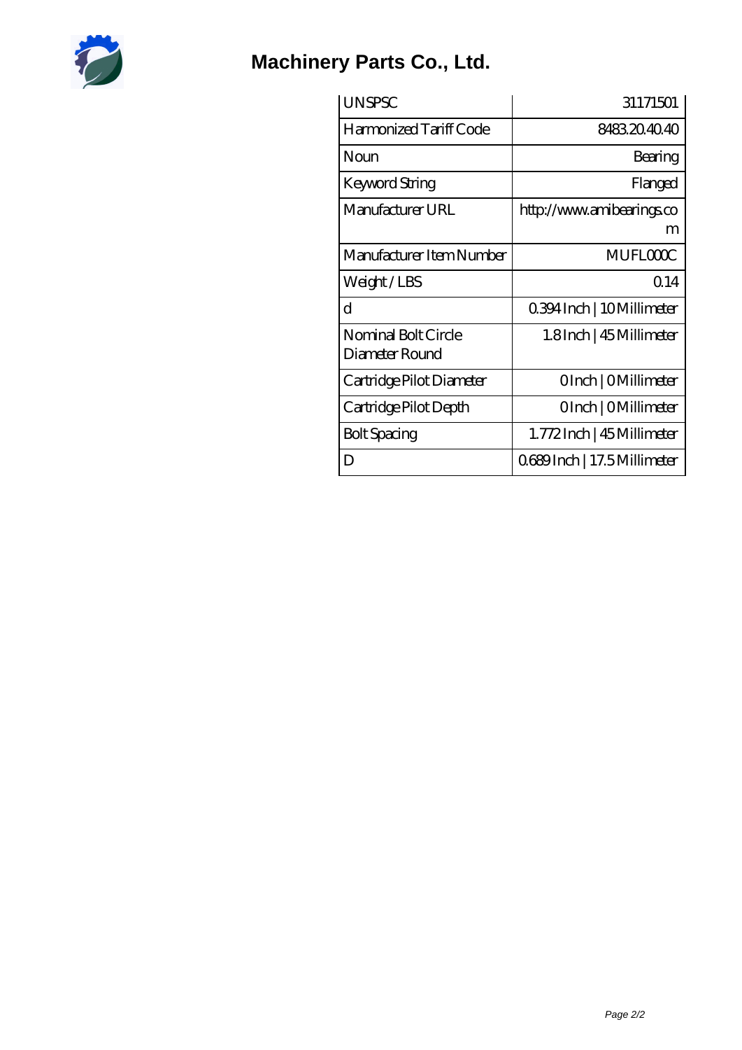## Machinery Parts Co., Ltd.

| | |
|---|---|
| UNSPSC | 31171501 |
| Harmonized Tariff Code | 8483.20.40.40 |
| Noun | Bearing |
| Keyword String | Flanged |
| Manufacturer URL | http://www.amibearings.com |
| Manufacturer Item Number | MUFL000C |
| Weight / LBS | 0.14 |
| d | 0.394 Inch \| 10 Millimeter |
| Nominal Bolt Circle Diameter Round | 1.8 Inch \| 45 Millimeter |
| Cartridge Pilot Diameter | 0 Inch \| 0 Millimeter |
| Cartridge Pilot Depth | 0 Inch \| 0 Millimeter |
| Bolt Spacing | 1.772 Inch \| 45 Millimeter |
| D | 0.689 Inch \| 17.5 Millimeter |